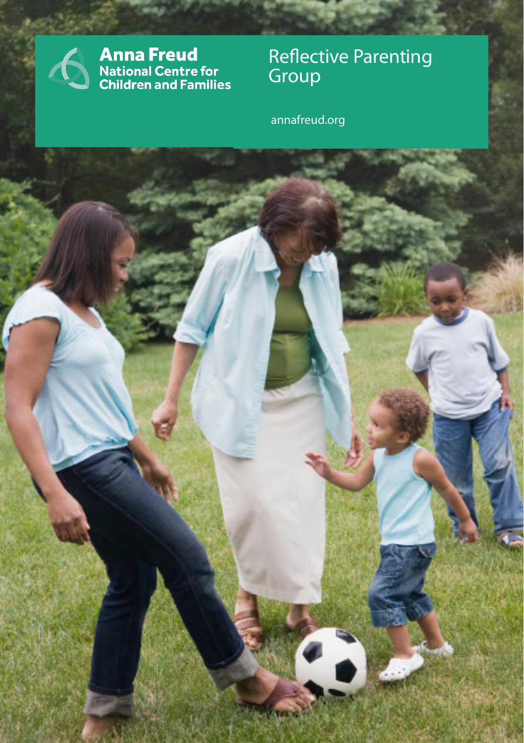Anna Freud
National Centre for
Children and Families

# Reflective Parenting Group

annafreud.org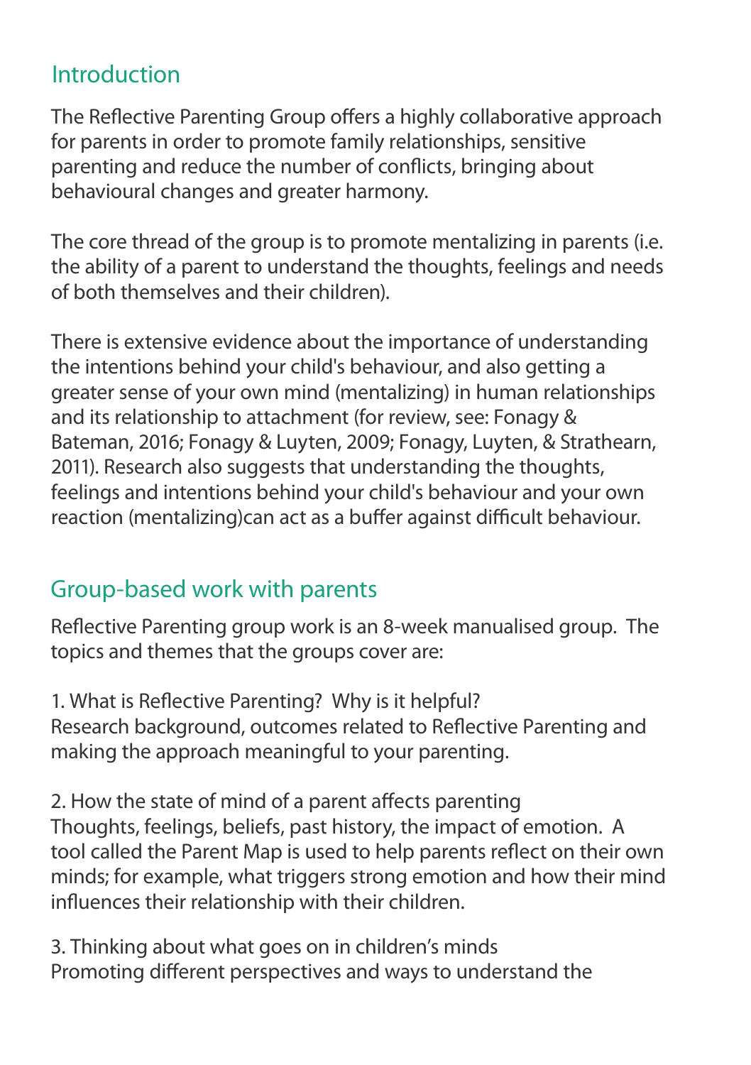## Introduction

The Reflective Parenting Group offers a highly collaborative approach for parents in order to promote family relationships, sensitive parenting and reduce the number of conflicts, bringing about behavioural changes and greater harmony.

The core thread of the group is to promote mentalizing in parents (i.e. the ability of a parent to understand the thoughts, feelings and needs of both themselves and their children).

There is extensive evidence about the importance of understanding the intentions behind your child's behaviour, and also getting a greater sense of your own mind (mentalizing) in human relationships and its relationship to attachment (for review, see: Fonagy & Bateman, 2016; Fonagy & Luyten, 2009; Fonagy, Luyten, & Strathearn, 2011). Research also suggests that understanding the thoughts, feelings and intentions behind your child's behaviour and your own reaction (mentalizing)can act as a buffer against difficult behaviour.

## Group-based work with parents

Reflective Parenting group work is an 8-week manualised group. The topics and themes that the groups cover are:

1. What is Reflective Parenting? Why is it helpful?
Research background, outcomes related to Reflective Parenting and making the approach meaningful to your parenting.

2. How the state of mind of a parent affects parenting
Thoughts, feelings, beliefs, past history, the impact of emotion. A tool called the Parent Map is used to help parents reflect on their own minds; for example, what triggers strong emotion and how their mind influences their relationship with their children.

3. Thinking about what goes on in children's minds
Promoting different perspectives and ways to understand the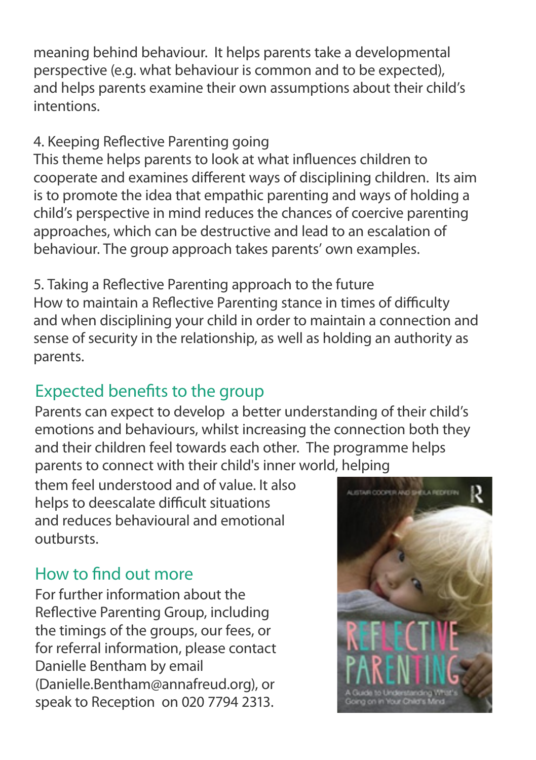meaning behind behaviour. It helps parents take a developmental perspective (e.g. what behaviour is common and to be expected), and helps parents examine their own assumptions about their child's intentions.

4. Keeping Reflective Parenting going
This theme helps parents to look at what influences children to cooperate and examines different ways of disciplining children. Its aim is to promote the idea that empathic parenting and ways of holding a child's perspective in mind reduces the chances of coercive parenting approaches, which can be destructive and lead to an escalation of behaviour. The group approach takes parents' own examples.

5. Taking a Reflective Parenting approach to the future
How to maintain a Reflective Parenting stance in times of difficulty and when disciplining your child in order to maintain a connection and sense of security in the relationship, as well as holding an authority as parents.

## Expected benefits to the group

Parents can expect to develop a better understanding of their child's emotions and behaviours, whilst increasing the connection both they and their children feel towards each other. The programme helps parents to connect with their child's inner world, helping them feel understood and of value. It also helps to deescalate difficult situations and reduces behavioural and emotional outbursts.

## How to find out more

For further information about the Reflective Parenting Group, including the timings of the groups, our fees, or for referral information, please contact Danielle Bentham by email (Danielle.Bentham@annafreud.org), or speak to Reception on 020 7794 2313.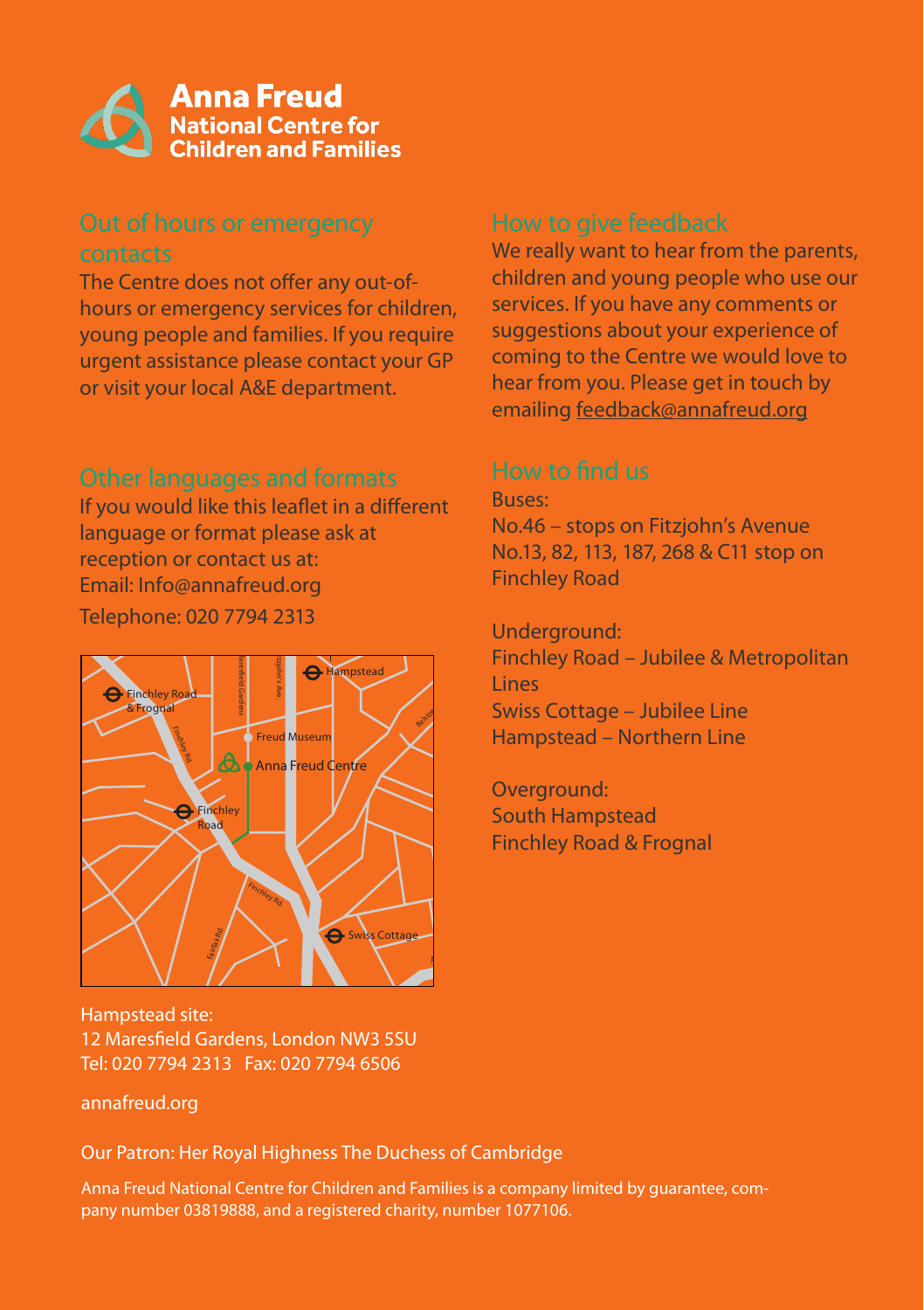**Anna Freud**
**National Centre for Children and Families**

## Out of hours or emergency contacts

The Centre does not offer any out-of-hours or emergency services for children, young people and families. If you require urgent assistance please contact your GP or visit your local A&E department.

## Other languages and formats

If you would like this leaflet in a different language or format please ask at reception or contact us at:
Email: Info@annafreud.org
Telephone: 020 7794 2313

Hampstead
Finchley Road & Frognal
Freud Museum
Anna Freud Centre
Finchley Road
Swiss Cottage
Maresfield Gardens
Fitzjohn's Ave.
Finchley Rd
Fairfax Rd

Hampstead site:
12 Maresfield Gardens, London NW3 5SU
Tel: 020 7794 2313   Fax: 020 7794 6506

annafreud.org

## How to give feedback

We really want to hear from the parents, children and young people who use our services. If you have any comments or suggestions about your experience of coming to the Centre we would love to hear from you. Please get in touch by emailing feedback@annafreud.org

## How to find us

Buses:
No.46 – stops on Fitzjohn's Avenue
No.13, 82, 113, 187, 268 & C11 stop on Finchley Road

Underground:
Finchley Road – Jubilee & Metropolitan Lines
Swiss Cottage – Jubilee Line
Hampstead – Northern Line

Overground:
South Hampstead
Finchley Road & Frognal

Our Patron: Her Royal Highness The Duchess of Cambridge

Anna Freud National Centre for Children and Families is a company limited by guarantee, company number 03819888, and a registered charity, number 1077106.